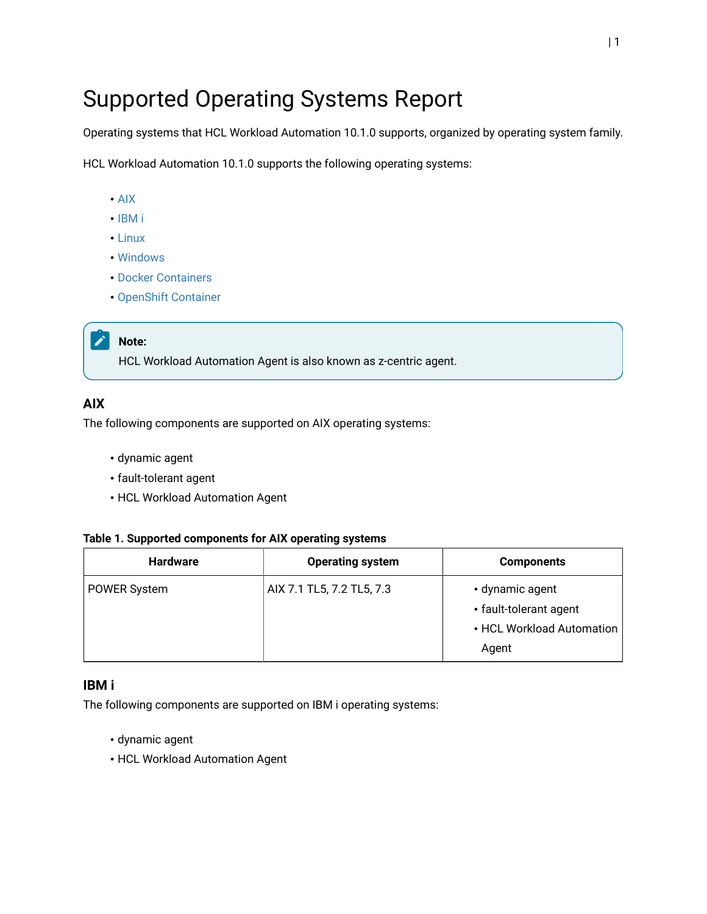# Supported Operating Systems Report

Operating systems that HCL Workload Automation 10.1.0 supports, organized by operating system family.

HCL Workload Automation 10.1.0 supports the following operating systems:

- AIX
- IBM i
- Linux
- Windows
- Docker Containers
- OpenShift Container

> **Note:**
> HCL Workload Automation Agent is also known as z-centric agent.

### AIX

The following components are supported on AIX operating systems:

- dynamic agent
- fault-tolerant agent
- HCL Workload Automation Agent

**Table 1. Supported components for AIX operating systems**

| Hardware | Operating system | Components |
| --- | --- | --- |
| POWER System | AIX 7.1 TL5, 7.2 TL5, 7.3 | • dynamic agent<br>• fault-tolerant agent<br>• HCL Workload Automation Agent |

### IBM i

The following components are supported on IBM i operating systems:

- dynamic agent
- HCL Workload Automation Agent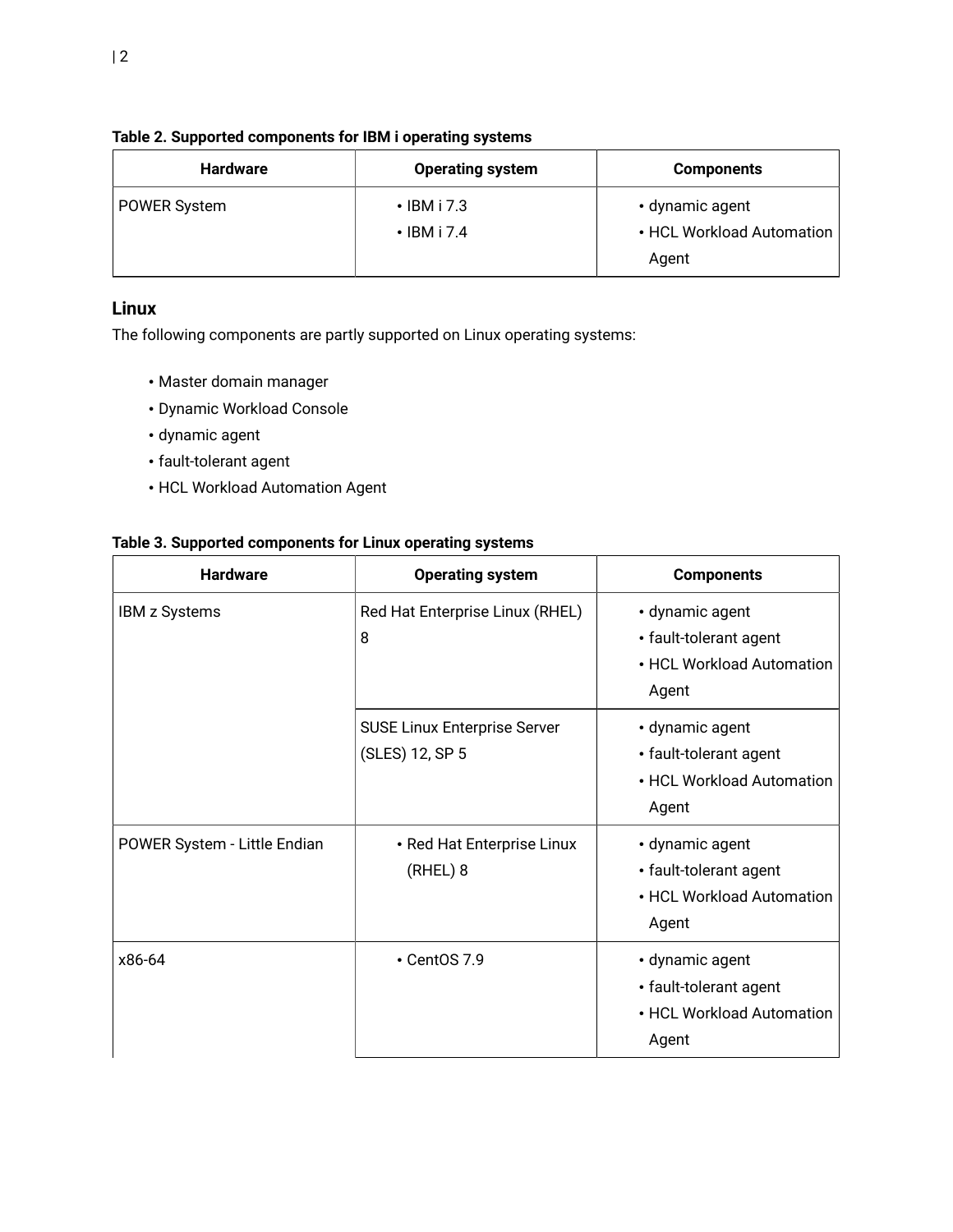**Table 2. Supported components for IBM i operating systems**

| Hardware | Operating system | Components |
| --- | --- | --- |
| POWER System | • IBM i 7.3<br>• IBM i 7.4 | • dynamic agent<br>• HCL Workload Automation Agent |

## Linux

The following components are partly supported on Linux operating systems:

- Master domain manager
- Dynamic Workload Console
- dynamic agent
- fault-tolerant agent
- HCL Workload Automation Agent

**Table 3. Supported components for Linux operating systems**

| Hardware | Operating system | Components |
| --- | --- | --- |
| IBM z Systems | Red Hat Enterprise Linux (RHEL) 8 | • dynamic agent<br>• fault-tolerant agent<br>• HCL Workload Automation Agent |
| | SUSE Linux Enterprise Server (SLES) 12, SP 5 | • dynamic agent<br>• fault-tolerant agent<br>• HCL Workload Automation Agent |
| POWER System - Little Endian | • Red Hat Enterprise Linux (RHEL) 8 | • dynamic agent<br>• fault-tolerant agent<br>• HCL Workload Automation Agent |
| x86-64 | • CentOS 7.9 | • dynamic agent<br>• fault-tolerant agent<br>• HCL Workload Automation Agent |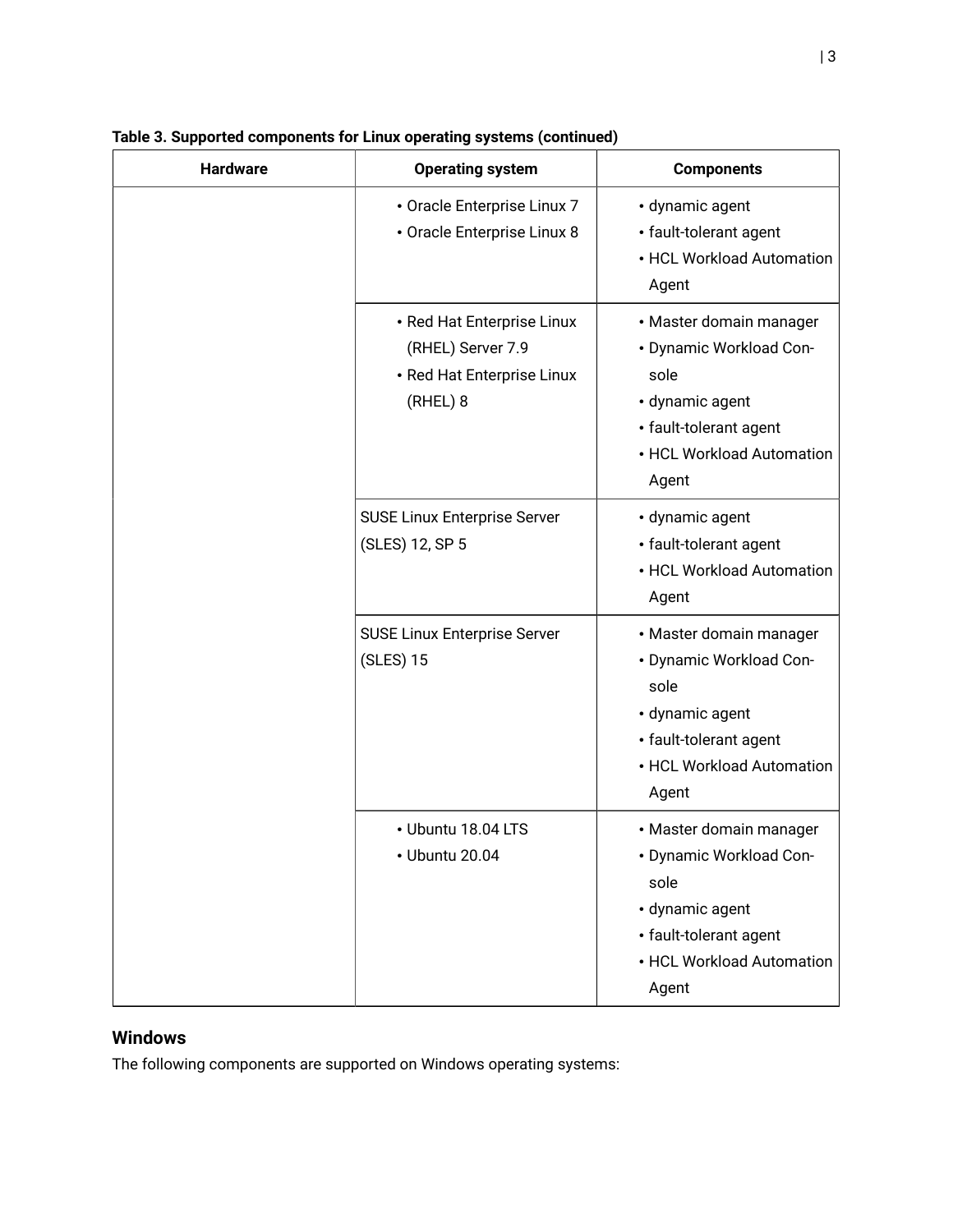**Table 3. Supported components for Linux operating systems (continued)**

| Hardware | Operating system | Components |
| --- | --- | --- |
| | • Oracle Enterprise Linux 7<br>• Oracle Enterprise Linux 8 | • dynamic agent<br>• fault-tolerant agent<br>• HCL Workload Automation Agent |
| | • Red Hat Enterprise Linux (RHEL) Server 7.9<br>• Red Hat Enterprise Linux (RHEL) 8 | • Master domain manager<br>• Dynamic Workload Console<br>• dynamic agent<br>• fault-tolerant agent<br>• HCL Workload Automation Agent |
| | SUSE Linux Enterprise Server (SLES) 12, SP 5 | • dynamic agent<br>• fault-tolerant agent<br>• HCL Workload Automation Agent |
| | SUSE Linux Enterprise Server (SLES) 15 | • Master domain manager<br>• Dynamic Workload Console<br>• dynamic agent<br>• fault-tolerant agent<br>• HCL Workload Automation Agent |
| | • Ubuntu 18.04 LTS<br>• Ubuntu 20.04 | • Master domain manager<br>• Dynamic Workload Console<br>• dynamic agent<br>• fault-tolerant agent<br>• HCL Workload Automation Agent |

## Windows

The following components are supported on Windows operating systems: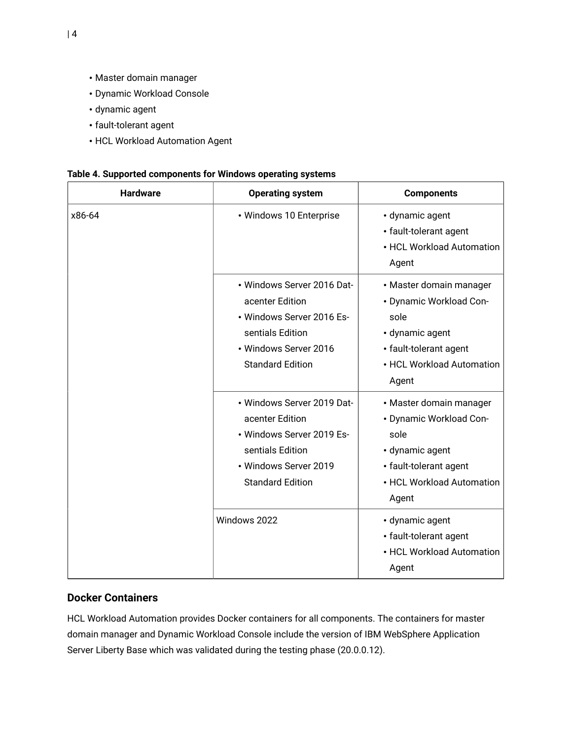- Master domain manager
- Dynamic Workload Console
- dynamic agent
- fault-tolerant agent
- HCL Workload Automation Agent

**Table 4. Supported components for Windows operating systems**

| Hardware | Operating system | Components |
|---|---|---|
| x86-64 | • Windows 10 Enterprise | • dynamic agent<br>• fault-tolerant agent<br>• HCL Workload Automation Agent |
| | • Windows Server 2016 Datacenter Edition<br>• Windows Server 2016 Essentials Edition<br>• Windows Server 2016 Standard Edition | • Master domain manager<br>• Dynamic Workload Console<br>• dynamic agent<br>• fault-tolerant agent<br>• HCL Workload Automation Agent |
| | • Windows Server 2019 Datacenter Edition<br>• Windows Server 2019 Essentials Edition<br>• Windows Server 2019 Standard Edition | • Master domain manager<br>• Dynamic Workload Console<br>• dynamic agent<br>• fault-tolerant agent<br>• HCL Workload Automation Agent |
| | Windows 2022 | • dynamic agent<br>• fault-tolerant agent<br>• HCL Workload Automation Agent |

## Docker Containers

HCL Workload Automation provides Docker containers for all components. The containers for master domain manager and Dynamic Workload Console include the version of IBM WebSphere Application Server Liberty Base which was validated during the testing phase (20.0.0.12).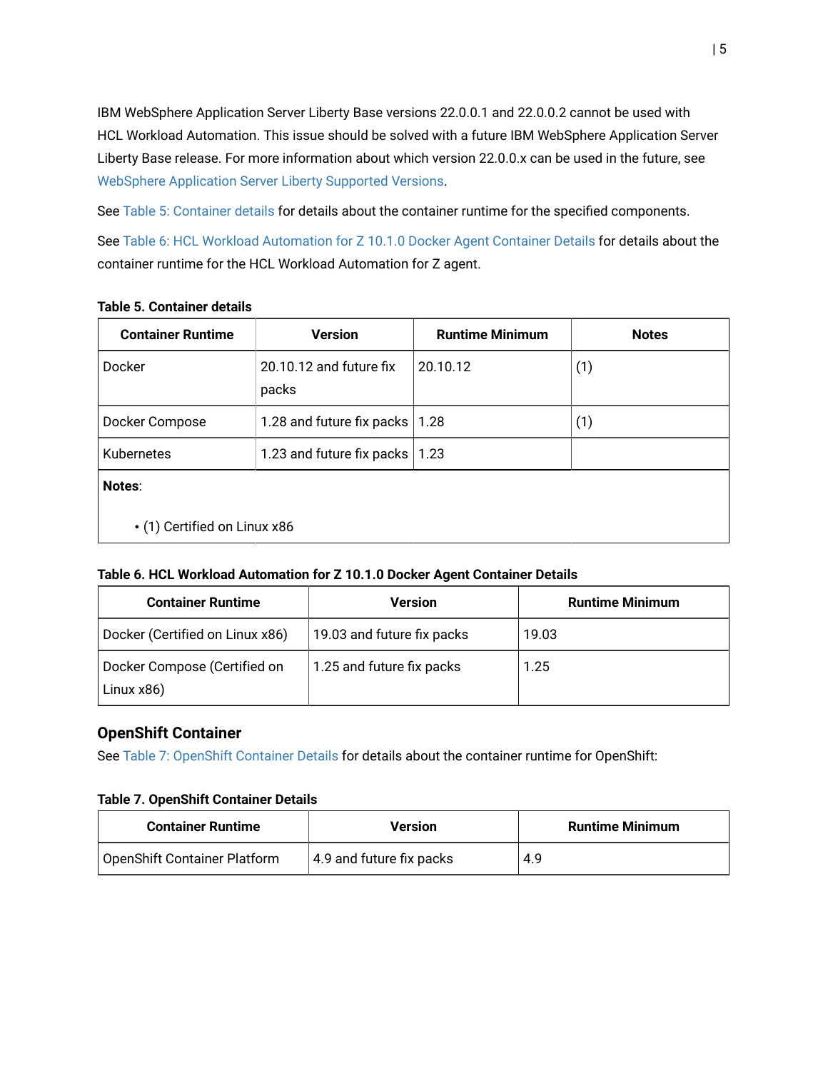IBM WebSphere Application Server Liberty Base versions 22.0.0.1 and 22.0.0.2 cannot be used with HCL Workload Automation. This issue should be solved with a future IBM WebSphere Application Server Liberty Base release. For more information about which version 22.0.0.x can be used in the future, see WebSphere Application Server Liberty Supported Versions.

See Table 5: Container details for details about the container runtime for the specified components.

See Table 6: HCL Workload Automation for Z 10.1.0 Docker Agent Container Details for details about the container runtime for the HCL Workload Automation for Z agent.

**Table 5. Container details**

| Container Runtime | Version | Runtime Minimum | Notes |
| --- | --- | --- | --- |
| Docker | 20.10.12 and future fix packs | 20.10.12 | (1) |
| Docker Compose | 1.28 and future fix packs | 1.28 | (1) |
| Kubernetes | 1.23 and future fix packs | 1.23 | |
| **Notes**: • (1) Certified on Linux x86 | | | |

**Table 6. HCL Workload Automation for Z 10.1.0 Docker Agent Container Details**

| Container Runtime | Version | Runtime Minimum |
| --- | --- | --- |
| Docker (Certified on Linux x86) | 19.03 and future fix packs | 19.03 |
| Docker Compose (Certified on Linux x86) | 1.25 and future fix packs | 1.25 |

## OpenShift Container

See Table 7: OpenShift Container Details for details about the container runtime for OpenShift:

**Table 7. OpenShift Container Details**

| Container Runtime | Version | Runtime Minimum |
| --- | --- | --- |
| OpenShift Container Platform | 4.9 and future fix packs | 4.9 |